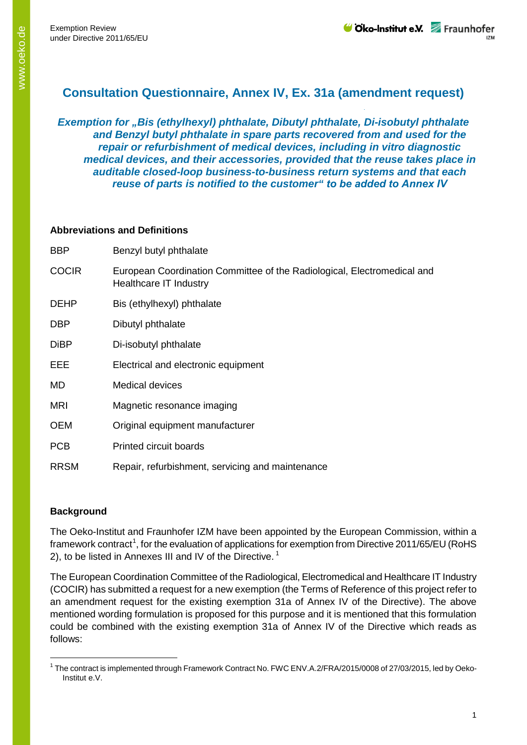# Consultation Questionnaire, Annex IV, Ex. 31a (amendment request)

***Exemption for „Bis (ethylhexyl) phthalate, Dibutyl phthalate, Di-isobutyl phthalate and Benzyl butyl phthalate in spare parts recovered from and used for the repair or refurbishment of medical devices, including in vitro diagnostic medical devices, and their accessories, provided that the reuse takes place in auditable closed-loop business-to-business return systems and that each reuse of parts is notified to the customer" to be added to Annex IV***

## Abbreviations and Definitions

| | |
|---|---|
| BBP | Benzyl butyl phthalate |
| COCIR | European Coordination Committee of the Radiological, Electromedical and Healthcare IT Industry |
| DEHP | Bis (ethylhexyl) phthalate |
| DBP | Dibutyl phthalate |
| DiBP | Di-isobutyl phthalate |
| EEE | Electrical and electronic equipment |
| MD | Medical devices |
| MRI | Magnetic resonance imaging |
| OEM | Original equipment manufacturer |
| PCB | Printed circuit boards |
| RRSM | Repair, refurbishment, servicing and maintenance |

## Background

The Oeko-Institut and Fraunhofer IZM have been appointed by the European Commission, within a framework contract[1], for the evaluation of applications for exemption from Directive 2011/65/EU (RoHS 2), to be listed in Annexes III and IV of the Directive. [1]

The European Coordination Committee of the Radiological, Electromedical and Healthcare IT Industry (COCIR) has submitted a request for a new exemption (the Terms of Reference of this project refer to an amendment request for the existing exemption 31a of Annex IV of the Directive). The above mentioned wording formulation is proposed for this purpose and it is mentioned that this formulation could be combined with the existing exemption 31a of Annex IV of the Directive which reads as follows:

---

[1] The contract is implemented through Framework Contract No. FWC ENV.A.2/FRA/2015/0008 of 27/03/2015, led by Oeko-Institut e.V.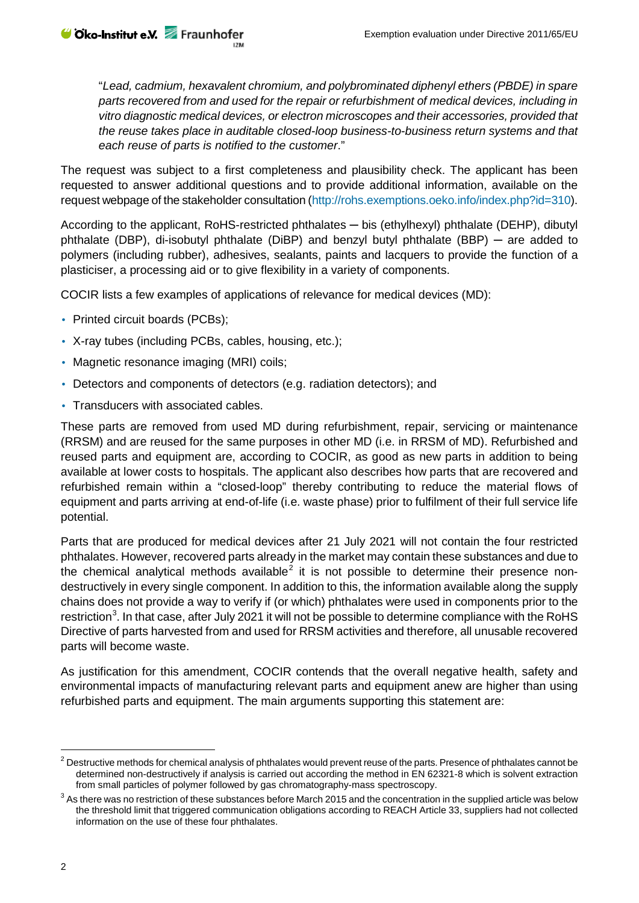"*Lead, cadmium, hexavalent chromium, and polybrominated diphenyl ethers (PBDE) in spare parts recovered from and used for the repair or refurbishment of medical devices, including in vitro diagnostic medical devices, or electron microscopes and their accessories, provided that the reuse takes place in auditable closed-loop business-to-business return systems and that each reuse of parts is notified to the customer*."

The request was subject to a first completeness and plausibility check. The applicant has been requested to answer additional questions and to provide additional information, available on the request webpage of the stakeholder consultation (http://rohs.exemptions.oeko.info/index.php?id=310).

According to the applicant, RoHS-restricted phthalates – bis (ethylhexyl) phthalate (DEHP), dibutyl phthalate (DBP), di-isobutyl phthalate (DiBP) and benzyl butyl phthalate (BBP) – are added to polymers (including rubber), adhesives, sealants, paints and lacquers to provide the function of a plasticiser, a processing aid or to give flexibility in a variety of components.

COCIR lists a few examples of applications of relevance for medical devices (MD):

- Printed circuit boards (PCBs);
- X-ray tubes (including PCBs, cables, housing, etc.);
- Magnetic resonance imaging (MRI) coils;
- Detectors and components of detectors (e.g. radiation detectors); and
- Transducers with associated cables.

These parts are removed from used MD during refurbishment, repair, servicing or maintenance (RRSM) and are reused for the same purposes in other MD (i.e. in RRSM of MD). Refurbished and reused parts and equipment are, according to COCIR, as good as new parts in addition to being available at lower costs to hospitals. The applicant also describes how parts that are recovered and refurbished remain within a "closed-loop" thereby contributing to reduce the material flows of equipment and parts arriving at end-of-life (i.e. waste phase) prior to fulfilment of their full service life potential.

Parts that are produced for medical devices after 21 July 2021 will not contain the four restricted phthalates. However, recovered parts already in the market may contain these substances and due to the chemical analytical methods available[2] it is not possible to determine their presence non-destructively in every single component. In addition to this, the information available along the supply chains does not provide a way to verify if (or which) phthalates were used in components prior to the restriction[3]. In that case, after July 2021 it will not be possible to determine compliance with the RoHS Directive of parts harvested from and used for RRSM activities and therefore, all unusable recovered parts will become waste.

As justification for this amendment, COCIR contends that the overall negative health, safety and environmental impacts of manufacturing relevant parts and equipment anew are higher than using refurbished parts and equipment. The main arguments supporting this statement are:

[2] Destructive methods for chemical analysis of phthalates would prevent reuse of the parts. Presence of phthalates cannot be determined non-destructively if analysis is carried out according the method in EN 62321-8 which is solvent extraction from small particles of polymer followed by gas chromatography-mass spectroscopy.

[3] As there was no restriction of these substances before March 2015 and the concentration in the supplied article was below the threshold limit that triggered communication obligations according to REACH Article 33, suppliers had not collected information on the use of these four phthalates.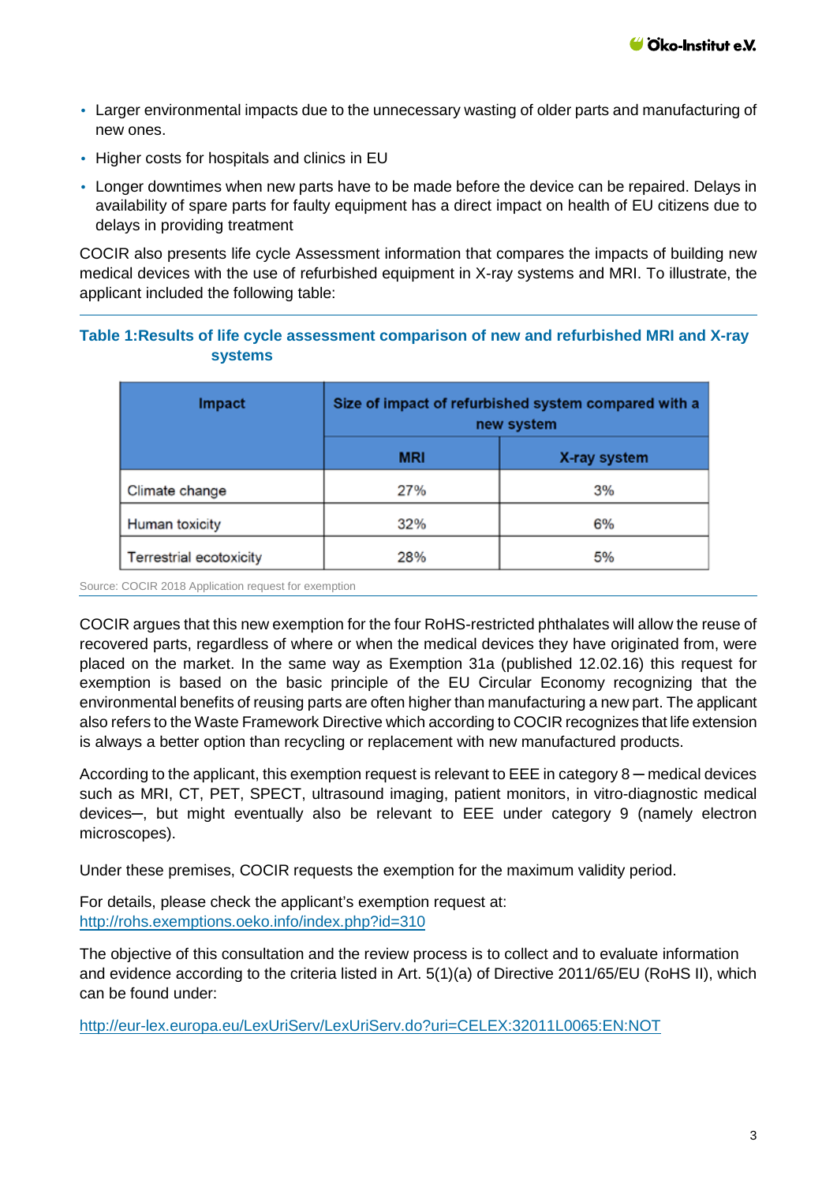- Larger environmental impacts due to the unnecessary wasting of older parts and manufacturing of new ones.
- Higher costs for hospitals and clinics in EU
- Longer downtimes when new parts have to be made before the device can be repaired. Delays in availability of spare parts for faulty equipment has a direct impact on health of EU citizens due to delays in providing treatment

COCIR also presents life cycle Assessment information that compares the impacts of building new medical devices with the use of refurbished equipment in X-ray systems and MRI. To illustrate, the applicant included the following table:

**Table 1:Results of life cycle assessment comparison of new and refurbished MRI and X-ray systems**

| Impact | Size of impact of refurbished system compared with a new system | |
|---|---|---|
| | MRI | X-ray system |
| Climate change | 27% | 3% |
| Human toxicity | 32% | 6% |
| Terrestrial ecotoxicity | 28% | 5% |

Source: COCIR 2018 Application request for exemption

COCIR argues that this new exemption for the four RoHS-restricted phthalates will allow the reuse of recovered parts, regardless of where or when the medical devices they have originated from, were placed on the market. In the same way as Exemption 31a (published 12.02.16) this request for exemption is based on the basic principle of the EU Circular Economy recognizing that the environmental benefits of reusing parts are often higher than manufacturing a new part. The applicant also refers to the Waste Framework Directive which according to COCIR recognizes that life extension is always a better option than recycling or replacement with new manufactured products.

According to the applicant, this exemption request is relevant to EEE in category 8 – medical devices such as MRI, CT, PET, SPECT, ultrasound imaging, patient monitors, in vitro-diagnostic medical devices–, but might eventually also be relevant to EEE under category 9 (namely electron microscopes).

Under these premises, COCIR requests the exemption for the maximum validity period.

For details, please check the applicant's exemption request at:
http://rohs.exemptions.oeko.info/index.php?id=310

The objective of this consultation and the review process is to collect and to evaluate information and evidence according to the criteria listed in Art. 5(1)(a) of Directive 2011/65/EU (RoHS II), which can be found under:

http://eur-lex.europa.eu/LexUriServ/LexUriServ.do?uri=CELEX:32011L0065:EN:NOT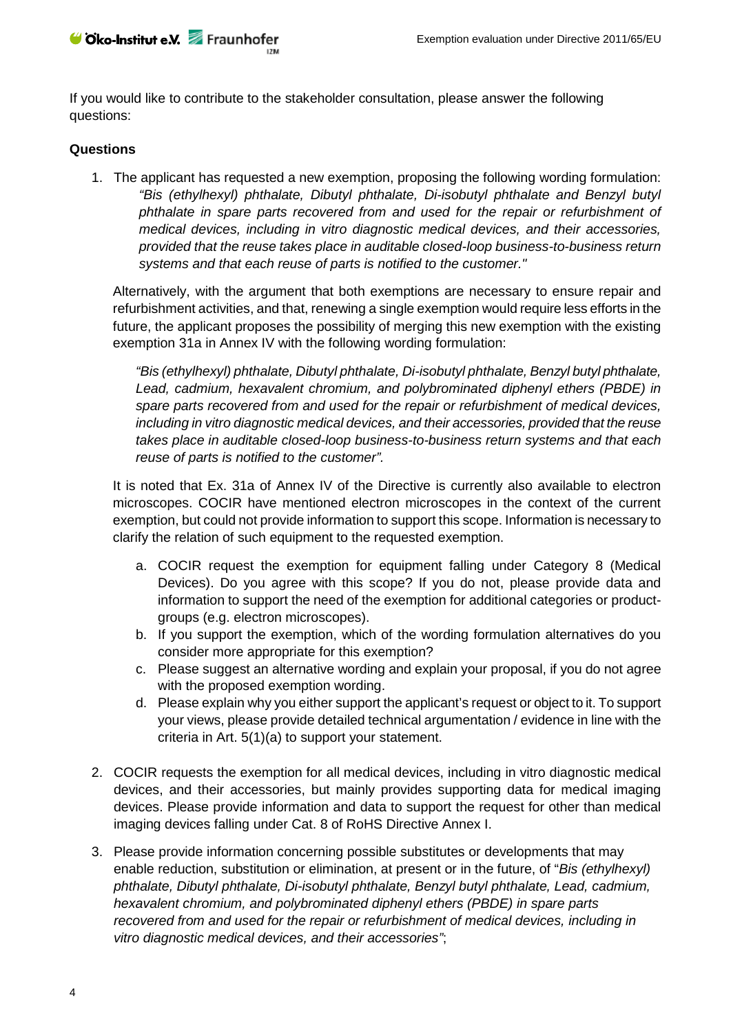If you would like to contribute to the stakeholder consultation, please answer the following questions:

**Questions**

1. The applicant has requested a new exemption, proposing the following wording formulation:
   > *"Bis (ethylhexyl) phthalate, Dibutyl phthalate, Di-isobutyl phthalate and Benzyl butyl phthalate in spare parts recovered from and used for the repair or refurbishment of medical devices, including in vitro diagnostic medical devices, and their accessories, provided that the reuse takes place in auditable closed-loop business-to-business return systems and that each reuse of parts is notified to the customer."*

   Alternatively, with the argument that both exemptions are necessary to ensure repair and refurbishment activities, and that, renewing a single exemption would require less efforts in the future, the applicant proposes the possibility of merging this new exemption with the existing exemption 31a in Annex IV with the following wording formulation:

   > *"Bis (ethylhexyl) phthalate, Dibutyl phthalate, Di-isobutyl phthalate, Benzyl butyl phthalate, Lead, cadmium, hexavalent chromium, and polybrominated diphenyl ethers (PBDE) in spare parts recovered from and used for the repair or refurbishment of medical devices, including in vitro diagnostic medical devices, and their accessories, provided that the reuse takes place in auditable closed-loop business-to-business return systems and that each reuse of parts is notified to the customer".*

   It is noted that Ex. 31a of Annex IV of the Directive is currently also available to electron microscopes. COCIR have mentioned electron microscopes in the context of the current exemption, but could not provide information to support this scope. Information is necessary to clarify the relation of such equipment to the requested exemption.

   a. COCIR request the exemption for equipment falling under Category 8 (Medical Devices). Do you agree with this scope? If you do not, please provide data and information to support the need of the exemption for additional categories or product-groups (e.g. electron microscopes).
   b. If you support the exemption, which of the wording formulation alternatives do you consider more appropriate for this exemption?
   c. Please suggest an alternative wording and explain your proposal, if you do not agree with the proposed exemption wording.
   d. Please explain why you either support the applicant's request or object to it. To support your views, please provide detailed technical argumentation / evidence in line with the criteria in Art. 5(1)(a) to support your statement.

2. COCIR requests the exemption for all medical devices, including in vitro diagnostic medical devices, and their accessories, but mainly provides supporting data for medical imaging devices. Please provide information and data to support the request for other than medical imaging devices falling under Cat. 8 of RoHS Directive Annex I.

3. Please provide information concerning possible substitutes or developments that may enable reduction, substitution or elimination, at present or in the future, of "*Bis (ethylhexyl) phthalate, Dibutyl phthalate, Di-isobutyl phthalate, Benzyl butyl phthalate, Lead, cadmium, hexavalent chromium, and polybrominated diphenyl ethers (PBDE) in spare parts recovered from and used for the repair or refurbishment of medical devices, including in vitro diagnostic medical devices, and their accessories"*;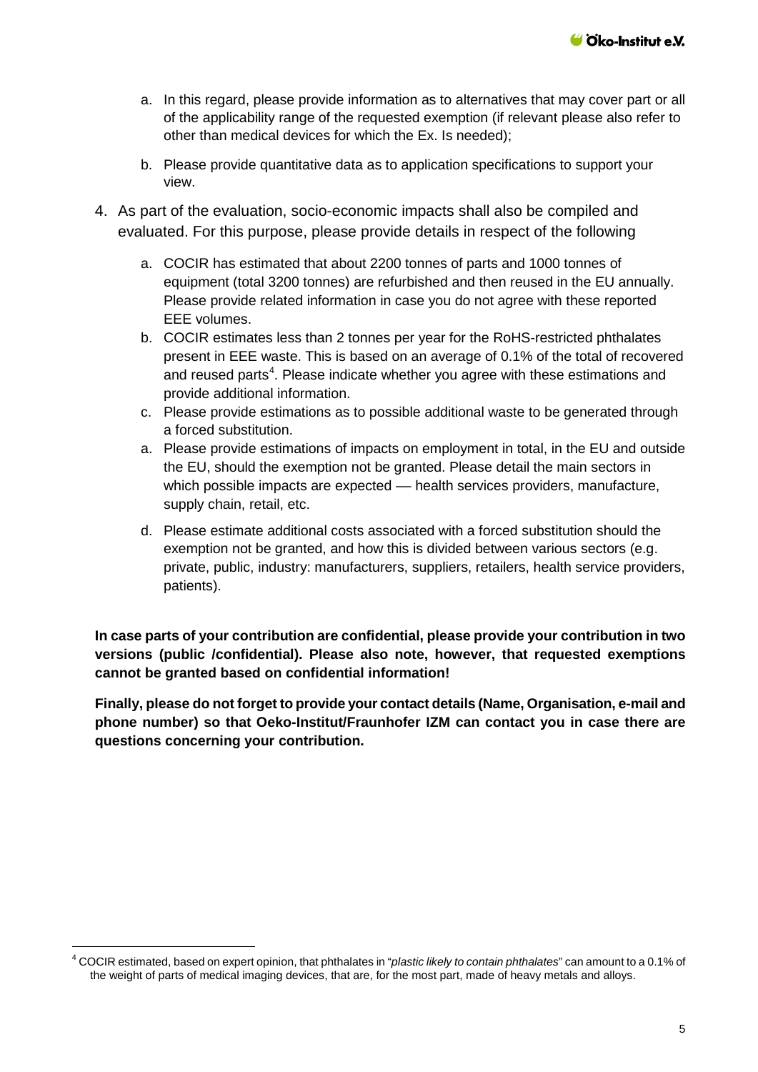a. In this regard, please provide information as to alternatives that may cover part or all of the applicability range of the requested exemption (if relevant please also refer to other than medical devices for which the Ex. Is needed);

b. Please provide quantitative data as to application specifications to support your view.

4. As part of the evaluation, socio-economic impacts shall also be compiled and evaluated. For this purpose, please provide details in respect of the following

   a. COCIR has estimated that about 2200 tonnes of parts and 1000 tonnes of equipment (total 3200 tonnes) are refurbished and then reused in the EU annually. Please provide related information in case you do not agree with these reported EEE volumes.

   b. COCIR estimates less than 2 tonnes per year for the RoHS-restricted phthalates present in EEE waste. This is based on an average of 0.1% of the total of recovered and reused parts[4]. Please indicate whether you agree with these estimations and provide additional information.

   c. Please provide estimations as to possible additional waste to be generated through a forced substitution.

   a. Please provide estimations of impacts on employment in total, in the EU and outside the EU, should the exemption not be granted. Please detail the main sectors in which possible impacts are expected — health services providers, manufacture, supply chain, retail, etc.

   d. Please estimate additional costs associated with a forced substitution should the exemption not be granted, and how this is divided between various sectors (e.g. private, public, industry: manufacturers, suppliers, retailers, health service providers, patients).

**In case parts of your contribution are confidential, please provide your contribution in two versions (public /confidential). Please also note, however, that requested exemptions cannot be granted based on confidential information!**

**Finally, please do not forget to provide your contact details (Name, Organisation, e-mail and phone number) so that Oeko-Institut/Fraunhofer IZM can contact you in case there are questions concerning your contribution.**

---

[4] COCIR estimated, based on expert opinion, that phthalates in "*plastic likely to contain phthalates*" can amount to a 0.1% of the weight of parts of medical imaging devices, that are, for the most part, made of heavy metals and alloys.